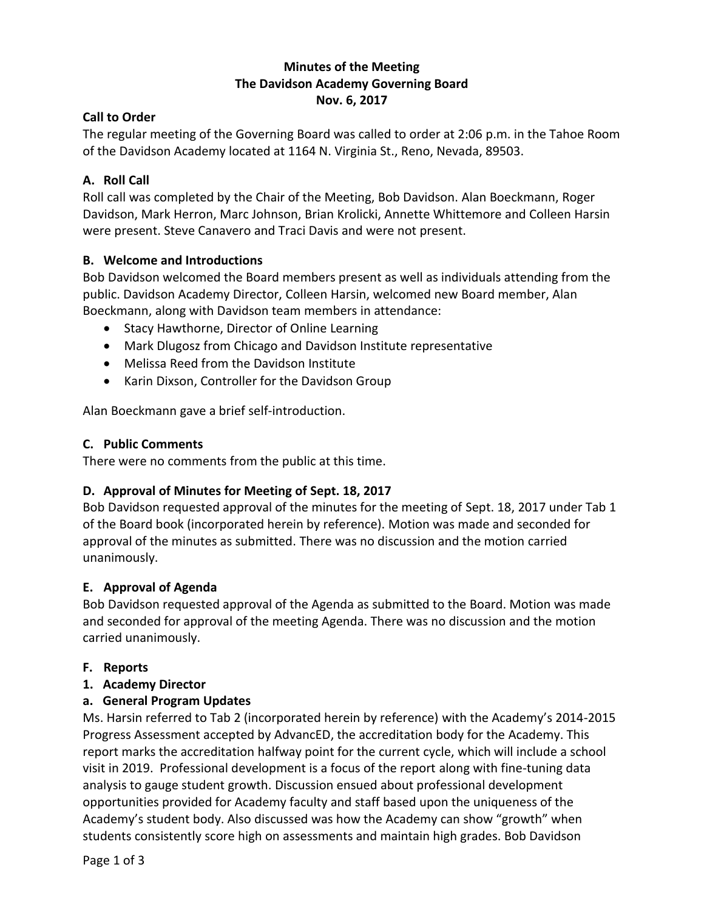**Minutes of the Meeting**
**The Davidson Academy Governing Board**
**Nov. 6, 2017**

**Call to Order**

The regular meeting of the Governing Board was called to order at 2:06 p.m. in the Tahoe Room of the Davidson Academy located at 1164 N. Virginia St., Reno, Nevada, 89503.

**A. Roll Call**

Roll call was completed by the Chair of the Meeting, Bob Davidson. Alan Boeckmann, Roger Davidson, Mark Herron, Marc Johnson, Brian Krolicki, Annette Whittemore and Colleen Harsin were present. Steve Canavero and Traci Davis and were not present.

**B. Welcome and Introductions**

Bob Davidson welcomed the Board members present as well as individuals attending from the public. Davidson Academy Director, Colleen Harsin, welcomed new Board member, Alan Boeckmann, along with Davidson team members in attendance:

- Stacy Hawthorne, Director of Online Learning
- Mark Dlugosz from Chicago and Davidson Institute representative
- Melissa Reed from the Davidson Institute
- Karin Dixson, Controller for the Davidson Group

Alan Boeckmann gave a brief self-introduction.

**C. Public Comments**

There were no comments from the public at this time.

**D. Approval of Minutes for Meeting of Sept. 18, 2017**

Bob Davidson requested approval of the minutes for the meeting of Sept. 18, 2017 under Tab 1 of the Board book (incorporated herein by reference). Motion was made and seconded for approval of the minutes as submitted. There was no discussion and the motion carried unanimously.

**E. Approval of Agenda**

Bob Davidson requested approval of the Agenda as submitted to the Board. Motion was made and seconded for approval of the meeting Agenda. There was no discussion and the motion carried unanimously.

**F. Reports**

**1. Academy Director**

**a. General Program Updates**

Ms. Harsin referred to Tab 2 (incorporated herein by reference) with the Academy's 2014-2015 Progress Assessment accepted by AdvancED, the accreditation body for the Academy. This report marks the accreditation halfway point for the current cycle, which will include a school visit in 2019. Professional development is a focus of the report along with fine-tuning data analysis to gauge student growth. Discussion ensued about professional development opportunities provided for Academy faculty and staff based upon the uniqueness of the Academy's student body. Also discussed was how the Academy can show "growth" when students consistently score high on assessments and maintain high grades. Bob Davidson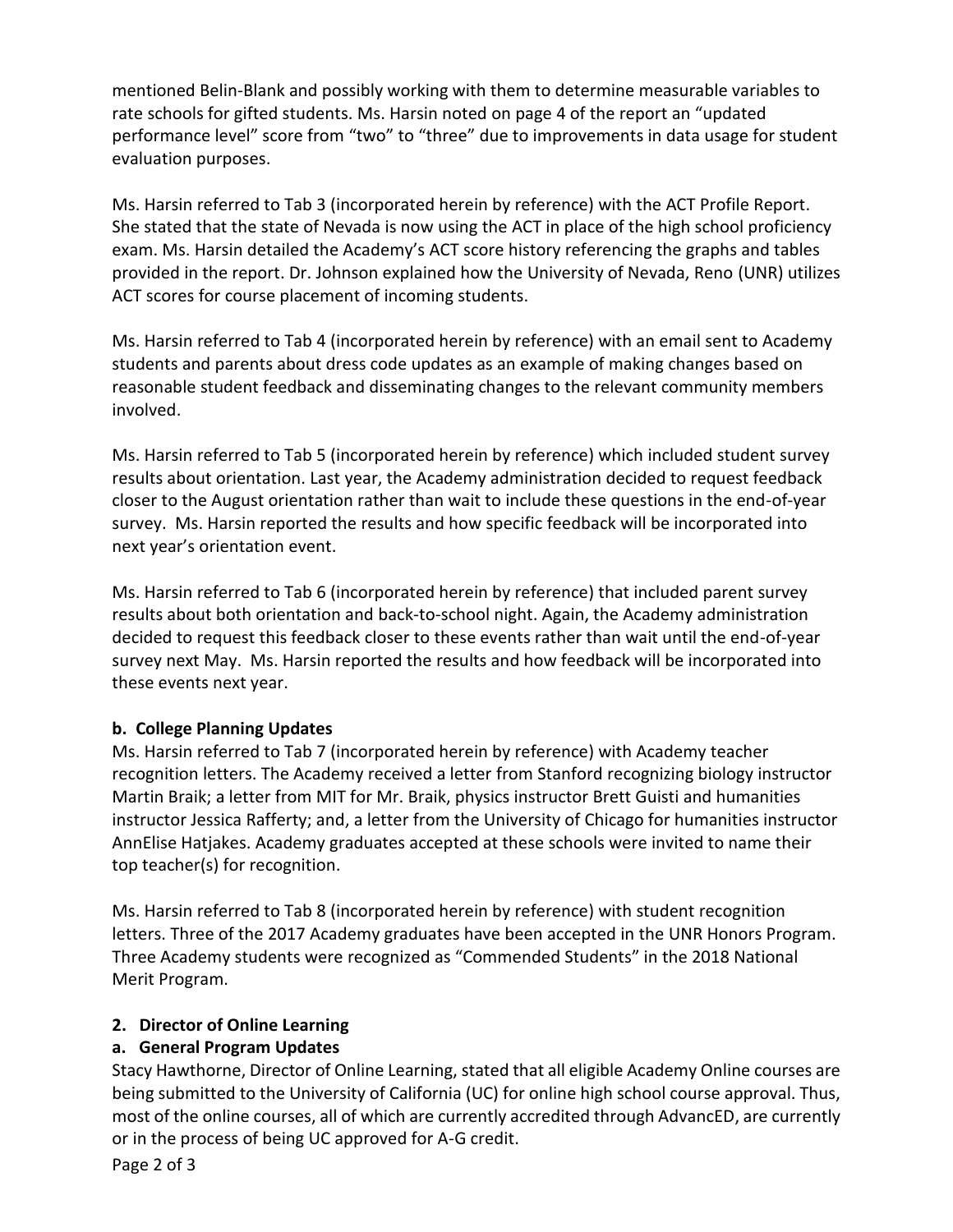mentioned Belin-Blank and possibly working with them to determine measurable variables to rate schools for gifted students. Ms. Harsin noted on page 4 of the report an "updated performance level" score from "two" to "three" due to improvements in data usage for student evaluation purposes.

Ms. Harsin referred to Tab 3 (incorporated herein by reference) with the ACT Profile Report. She stated that the state of Nevada is now using the ACT in place of the high school proficiency exam. Ms. Harsin detailed the Academy's ACT score history referencing the graphs and tables provided in the report. Dr. Johnson explained how the University of Nevada, Reno (UNR) utilizes ACT scores for course placement of incoming students.

Ms. Harsin referred to Tab 4 (incorporated herein by reference) with an email sent to Academy students and parents about dress code updates as an example of making changes based on reasonable student feedback and disseminating changes to the relevant community members involved.

Ms. Harsin referred to Tab 5 (incorporated herein by reference) which included student survey results about orientation. Last year, the Academy administration decided to request feedback closer to the August orientation rather than wait to include these questions in the end-of-year survey. Ms. Harsin reported the results and how specific feedback will be incorporated into next year's orientation event.

Ms. Harsin referred to Tab 6 (incorporated herein by reference) that included parent survey results about both orientation and back-to-school night. Again, the Academy administration decided to request this feedback closer to these events rather than wait until the end-of-year survey next May. Ms. Harsin reported the results and how feedback will be incorporated into these events next year.

**b. College Planning Updates**

Ms. Harsin referred to Tab 7 (incorporated herein by reference) with Academy teacher recognition letters. The Academy received a letter from Stanford recognizing biology instructor Martin Braik; a letter from MIT for Mr. Braik, physics instructor Brett Guisti and humanities instructor Jessica Rafferty; and, a letter from the University of Chicago for humanities instructor AnnElise Hatjakes. Academy graduates accepted at these schools were invited to name their top teacher(s) for recognition.

Ms. Harsin referred to Tab 8 (incorporated herein by reference) with student recognition letters. Three of the 2017 Academy graduates have been accepted in the UNR Honors Program. Three Academy students were recognized as "Commended Students" in the 2018 National Merit Program.

**2. Director of Online Learning**

**a. General Program Updates**

Stacy Hawthorne, Director of Online Learning, stated that all eligible Academy Online courses are being submitted to the University of California (UC) for online high school course approval. Thus, most of the online courses, all of which are currently accredited through AdvancED, are currently or in the process of being UC approved for A-G credit.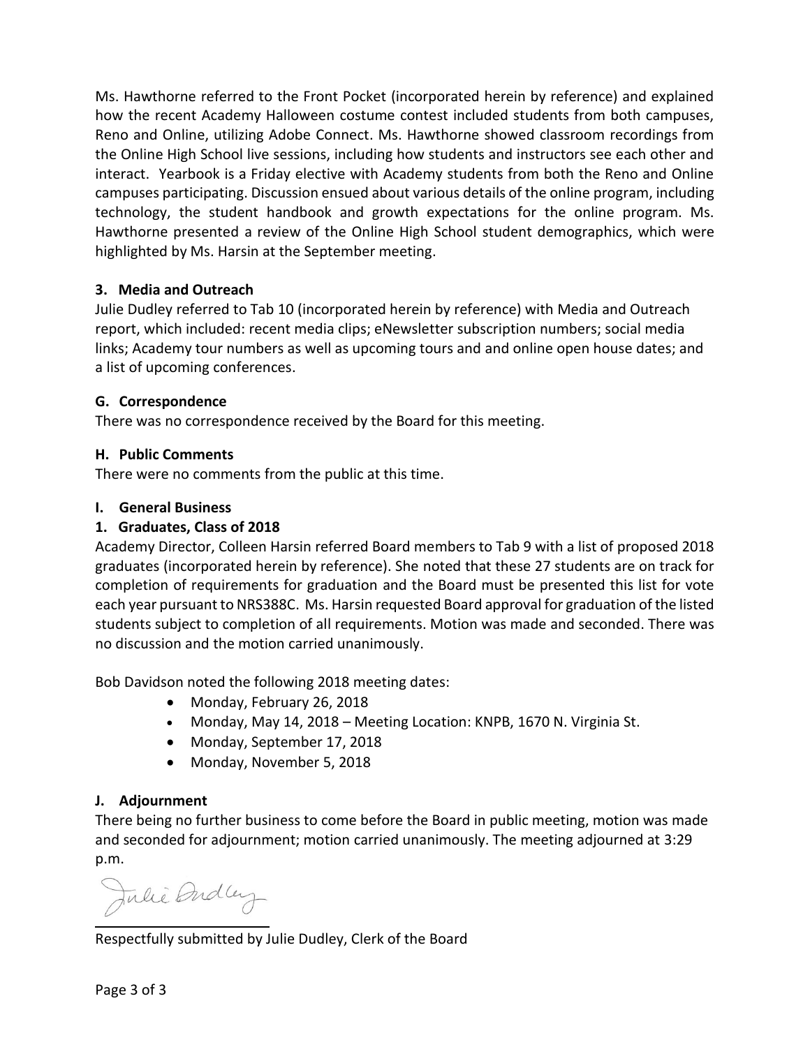Ms. Hawthorne referred to the Front Pocket (incorporated herein by reference) and explained how the recent Academy Halloween costume contest included students from both campuses, Reno and Online, utilizing Adobe Connect. Ms. Hawthorne showed classroom recordings from the Online High School live sessions, including how students and instructors see each other and interact. Yearbook is a Friday elective with Academy students from both the Reno and Online campuses participating. Discussion ensued about various details of the online program, including technology, the student handbook and growth expectations for the online program. Ms. Hawthorne presented a review of the Online High School student demographics, which were highlighted by Ms. Harsin at the September meeting.

**3. Media and Outreach**

Julie Dudley referred to Tab 10 (incorporated herein by reference) with Media and Outreach report, which included: recent media clips; eNewsletter subscription numbers; social media links; Academy tour numbers as well as upcoming tours and and online open house dates; and a list of upcoming conferences.

**G. Correspondence**

There was no correspondence received by the Board for this meeting.

**H. Public Comments**

There were no comments from the public at this time.

**I. General Business**

**1. Graduates, Class of 2018**

Academy Director, Colleen Harsin referred Board members to Tab 9 with a list of proposed 2018 graduates (incorporated herein by reference). She noted that these 27 students are on track for completion of requirements for graduation and the Board must be presented this list for vote each year pursuant to NRS388C. Ms. Harsin requested Board approval for graduation of the listed students subject to completion of all requirements. Motion was made and seconded. There was no discussion and the motion carried unanimously.

Bob Davidson noted the following 2018 meeting dates:

- Monday, February 26, 2018
- Monday, May 14, 2018 – Meeting Location: KNPB, 1670 N. Virginia St.
- Monday, September 17, 2018
- Monday, November 5, 2018

**J. Adjournment**

There being no further business to come before the Board in public meeting, motion was made and seconded for adjournment; motion carried unanimously. The meeting adjourned at 3:29 p.m.

Julie Dudley

Respectfully submitted by Julie Dudley, Clerk of the Board